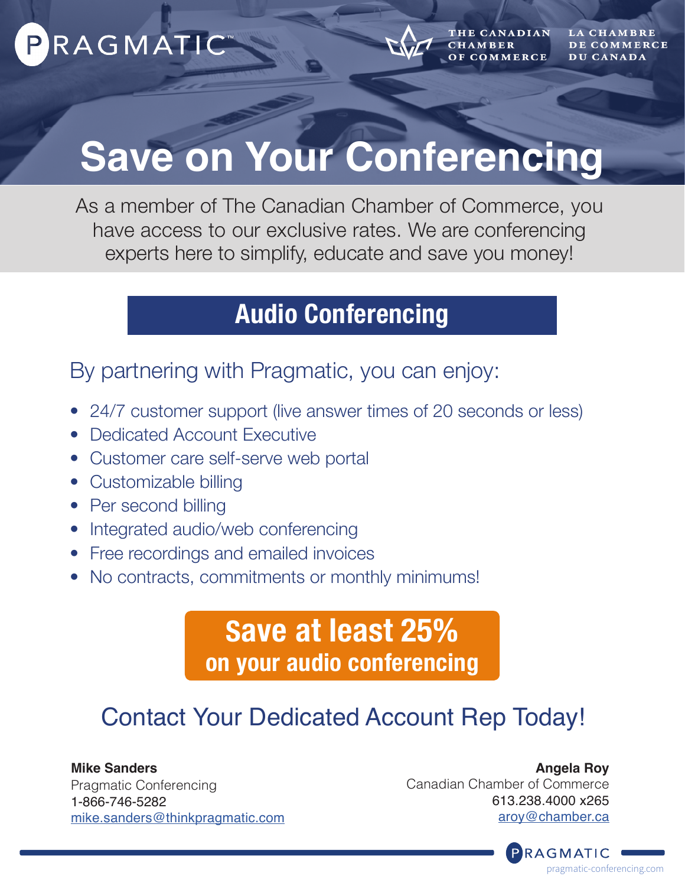PRAGMATIC™

THE CANADIAN CHAMBER OF COMMERCE | LA CHAMBRE DE COMMERCE DU CANADA

# Save on Your Conferencing

As a member of The Canadian Chamber of Commerce, you have access to our exclusive rates. We are conferencing experts here to simplify, educate and save you money!

## Audio Conferencing

By partnering with Pragmatic, you can enjoy:

- 24/7 customer support (live answer times of 20 seconds or less)
- Dedicated Account Executive
- Customer care self-serve web portal
- Customizable billing
- Per second billing
- Integrated audio/web conferencing
- Free recordings and emailed invoices
- No contracts, commitments or monthly minimums!

**Save at least 25%**
**on your audio conferencing**

## Contact Your Dedicated Account Rep Today!

**Mike Sanders**
Pragmatic Conferencing
1-866-746-5282
mike.sanders@thinkpragmatic.com

**Angela Roy**
Canadian Chamber of Commerce
613.238.4000 x265
aroy@chamber.ca

PRAGMATIC
pragmatic-conferencing.com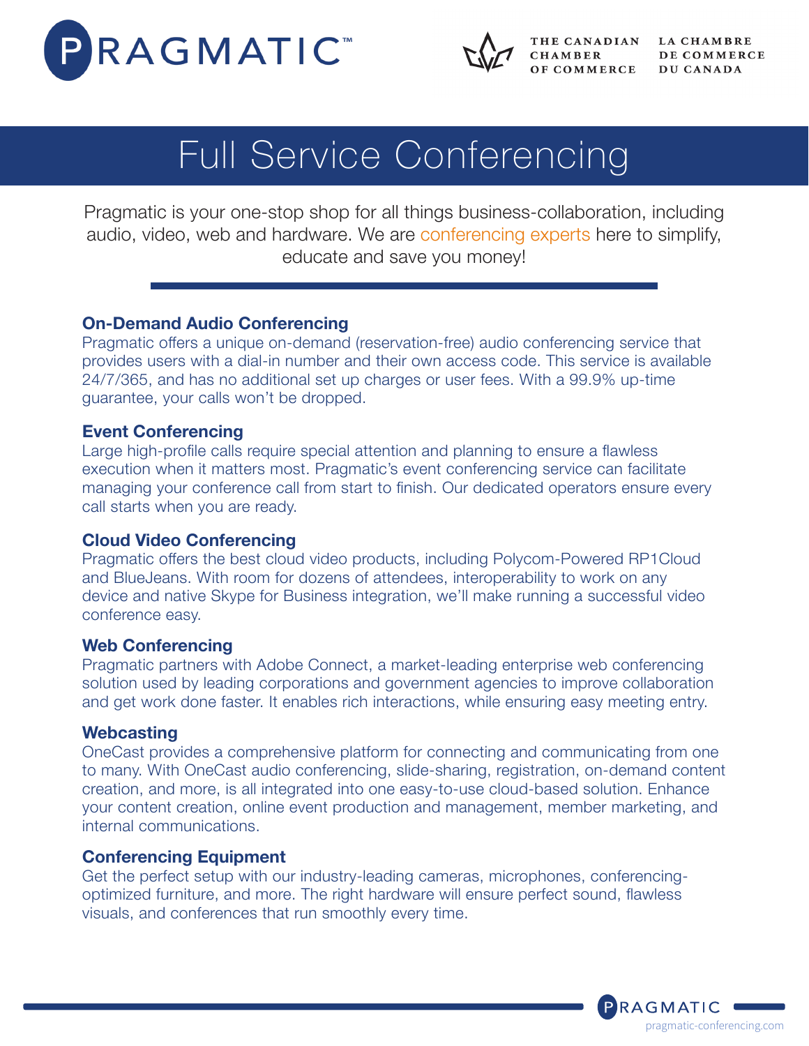PRAGMATIC™

THE CANADIAN CHAMBER OF COMMERCE | LA CHAMBRE DE COMMERCE DU CANADA

# Full Service Conferencing

Pragmatic is your one-stop shop for all things business-collaboration, including audio, video, web and hardware. We are conferencing experts here to simplify, educate and save you money!

## On-Demand Audio Conferencing

Pragmatic offers a unique on-demand (reservation-free) audio conferencing service that provides users with a dial-in number and their own access code. This service is available 24/7/365, and has no additional set up charges or user fees. With a 99.9% up-time guarantee, your calls won't be dropped.

## Event Conferencing

Large high-profile calls require special attention and planning to ensure a flawless execution when it matters most. Pragmatic's event conferencing service can facilitate managing your conference call from start to finish. Our dedicated operators ensure every call starts when you are ready.

## Cloud Video Conferencing

Pragmatic offers the best cloud video products, including Polycom-Powered RP1Cloud and BlueJeans. With room for dozens of attendees, interoperability to work on any device and native Skype for Business integration, we'll make running a successful video conference easy.

## Web Conferencing

Pragmatic partners with Adobe Connect, a market-leading enterprise web conferencing solution used by leading corporations and government agencies to improve collaboration and get work done faster. It enables rich interactions, while ensuring easy meeting entry.

## Webcasting

OneCast provides a comprehensive platform for connecting and communicating from one to many. With OneCast audio conferencing, slide-sharing, registration, on-demand content creation, and more, is all integrated into one easy-to-use cloud-based solution. Enhance your content creation, online event production and management, member marketing, and internal communications.

## Conferencing Equipment

Get the perfect setup with our industry-leading cameras, microphones, conferencing-optimized furniture, and more. The right hardware will ensure perfect sound, flawless visuals, and conferences that run smoothly every time.

PRAGMATIC
pragmatic-conferencing.com